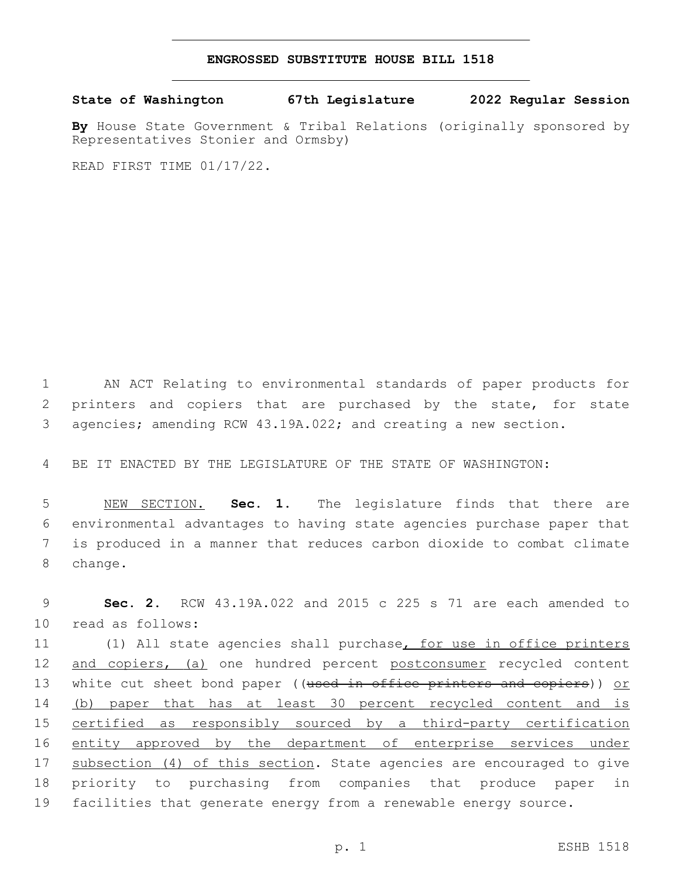# ENGROSSED SUBSTITUTE HOUSE BILL 1518

**State of Washington 67th Legislature 2022 Regular Session**

**By** House State Government & Tribal Relations (originally sponsored by Representatives Stonier and Ormsby)

READ FIRST TIME 01/17/22.

AN ACT Relating to environmental standards of paper products for printers and copiers that are purchased by the state, for state agencies; amending RCW 43.19A.022; and creating a new section.

BE IT ENACTED BY THE LEGISLATURE OF THE STATE OF WASHINGTON:

NEW SECTION. **Sec. 1.** The legislature finds that there are environmental advantages to having state agencies purchase paper that is produced in a manner that reduces carbon dioxide to combat climate change.

**Sec. 2.** RCW 43.19A.022 and 2015 c 225 s 71 are each amended to read as follows:

(1) All state agencies shall purchase, for use in office printers and copiers, (a) one hundred percent postconsumer recycled content white cut sheet bond paper ((~~used in office printers and copiers~~)) or (b) paper that has at least 30 percent recycled content and is certified as responsibly sourced by a third-party certification entity approved by the department of enterprise services under subsection (4) of this section. State agencies are encouraged to give priority to purchasing from companies that produce paper in facilities that generate energy from a renewable energy source.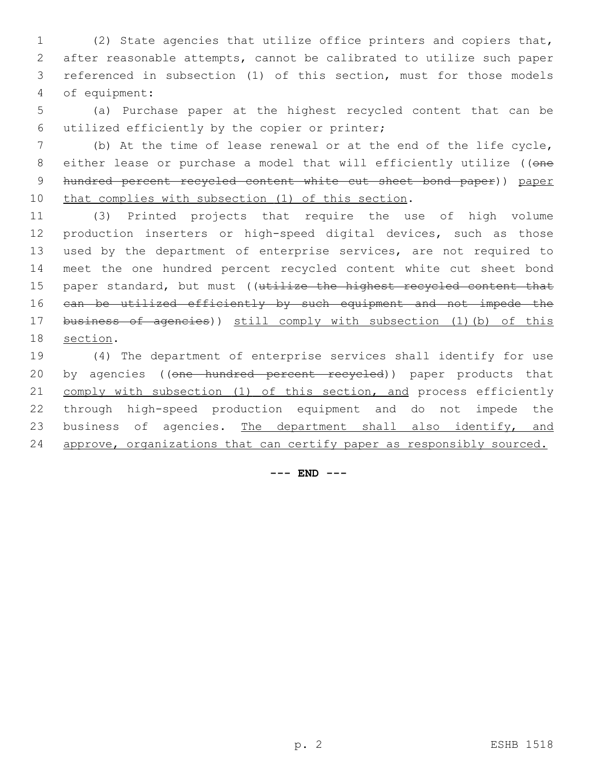(2) State agencies that utilize office printers and copiers that, after reasonable attempts, cannot be calibrated to utilize such paper referenced in subsection (1) of this section, must for those models of equipment:

(a) Purchase paper at the highest recycled content that can be utilized efficiently by the copier or printer;

(b) At the time of lease renewal or at the end of the life cycle, either lease or purchase a model that will efficiently utilize ((~~one hundred percent recycled content white cut sheet bond paper~~)) <u>paper that complies with subsection (1) of this section</u>.

(3) Printed projects that require the use of high volume production inserters or high-speed digital devices, such as those used by the department of enterprise services, are not required to meet the one hundred percent recycled content white cut sheet bond paper standard, but must ((~~utilize the highest recycled content that can be utilized efficiently by such equipment and not impede the business of agencies~~)) <u>still comply with subsection (1)(b) of this section</u>.

(4) The department of enterprise services shall identify for use by agencies ((~~one hundred percent recycled~~)) paper products that <u>comply with subsection (1) of this section, and</u> process efficiently through high-speed production equipment and do not impede the business of agencies. <u>The department shall also identify, and approve, organizations that can certify paper as responsibly sourced.</u>

**--- END ---**